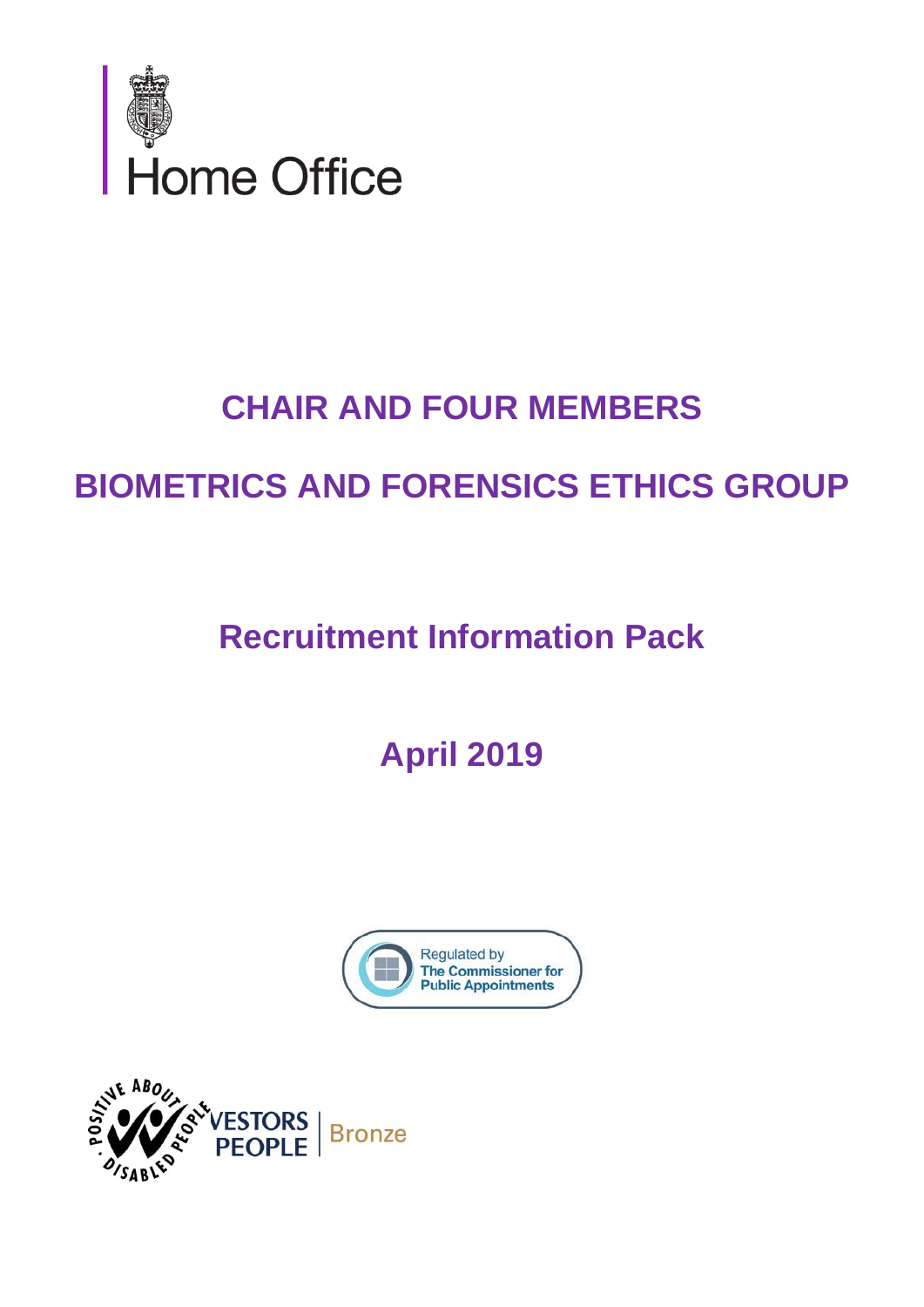Home Office

# CHAIR AND FOUR MEMBERS

# BIOMETRICS AND FORENSICS ETHICS GROUP

## Recruitment Information Pack

## April 2019

Regulated by The Commissioner for Public Appointments

Positive About Disabled People

Investors in People | Bronze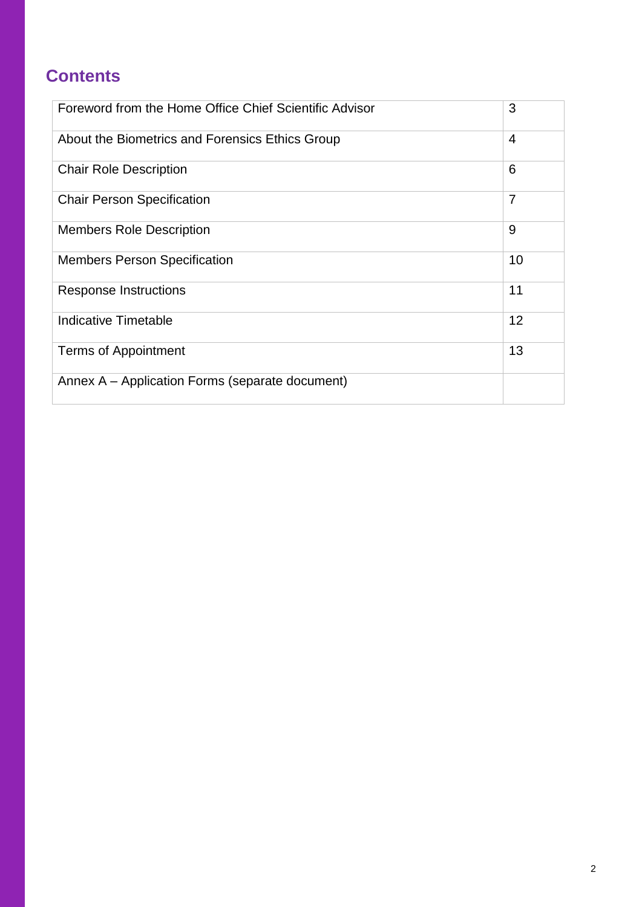## Contents

| | |
|---|---|
| Foreword from the Home Office Chief Scientific Advisor | 3 |
| About the Biometrics and Forensics Ethics Group | 4 |
| Chair Role Description | 6 |
| Chair Person Specification | 7 |
| Members Role Description | 9 |
| Members Person Specification | 10 |
| Response Instructions | 11 |
| Indicative Timetable | 12 |
| Terms of Appointment | 13 |
| Annex A – Application Forms (separate document) | |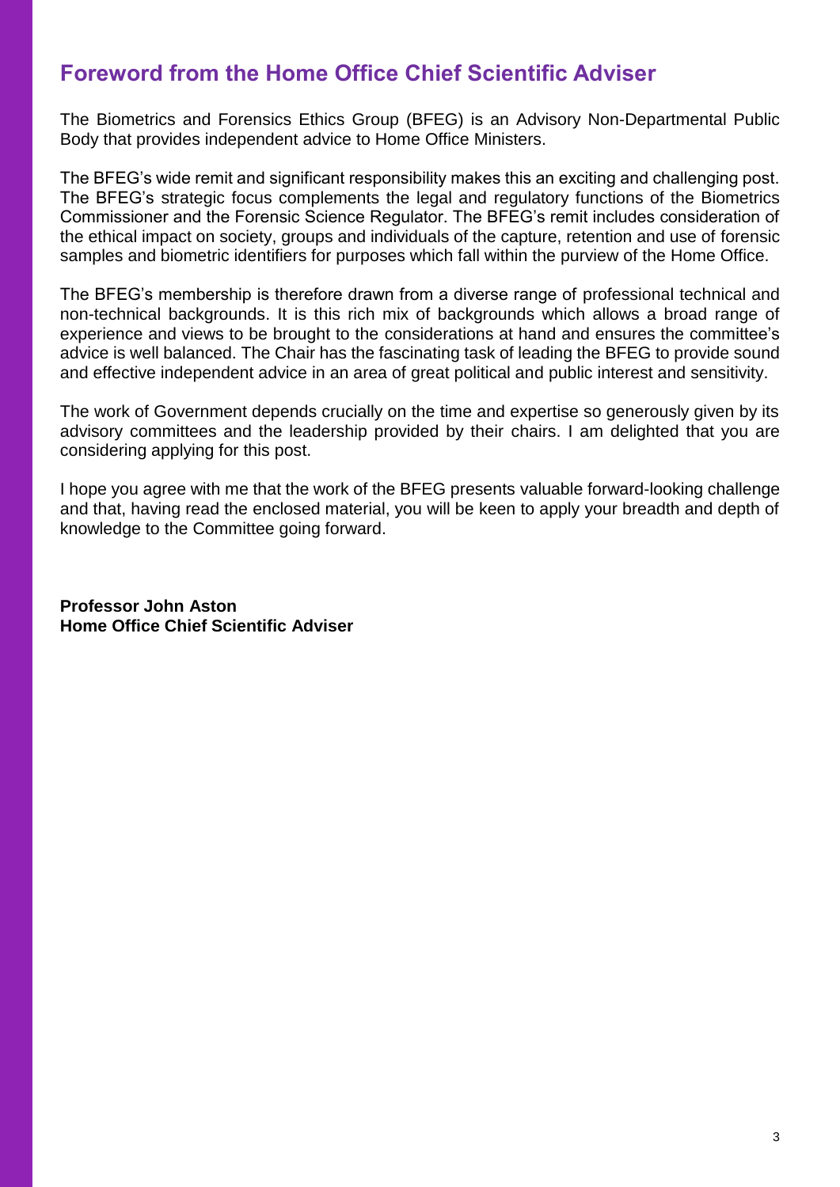## Foreword from the Home Office Chief Scientific Adviser

The Biometrics and Forensics Ethics Group (BFEG) is an Advisory Non-Departmental Public Body that provides independent advice to Home Office Ministers.

The BFEG's wide remit and significant responsibility makes this an exciting and challenging post. The BFEG's strategic focus complements the legal and regulatory functions of the Biometrics Commissioner and the Forensic Science Regulator. The BFEG's remit includes consideration of the ethical impact on society, groups and individuals of the capture, retention and use of forensic samples and biometric identifiers for purposes which fall within the purview of the Home Office.

The BFEG's membership is therefore drawn from a diverse range of professional technical and non-technical backgrounds. It is this rich mix of backgrounds which allows a broad range of experience and views to be brought to the considerations at hand and ensures the committee's advice is well balanced. The Chair has the fascinating task of leading the BFEG to provide sound and effective independent advice in an area of great political and public interest and sensitivity.

The work of Government depends crucially on the time and expertise so generously given by its advisory committees and the leadership provided by their chairs. I am delighted that you are considering applying for this post.

I hope you agree with me that the work of the BFEG presents valuable forward-looking challenge and that, having read the enclosed material, you will be keen to apply your breadth and depth of knowledge to the Committee going forward.

**Professor John Aston**
**Home Office Chief Scientific Adviser**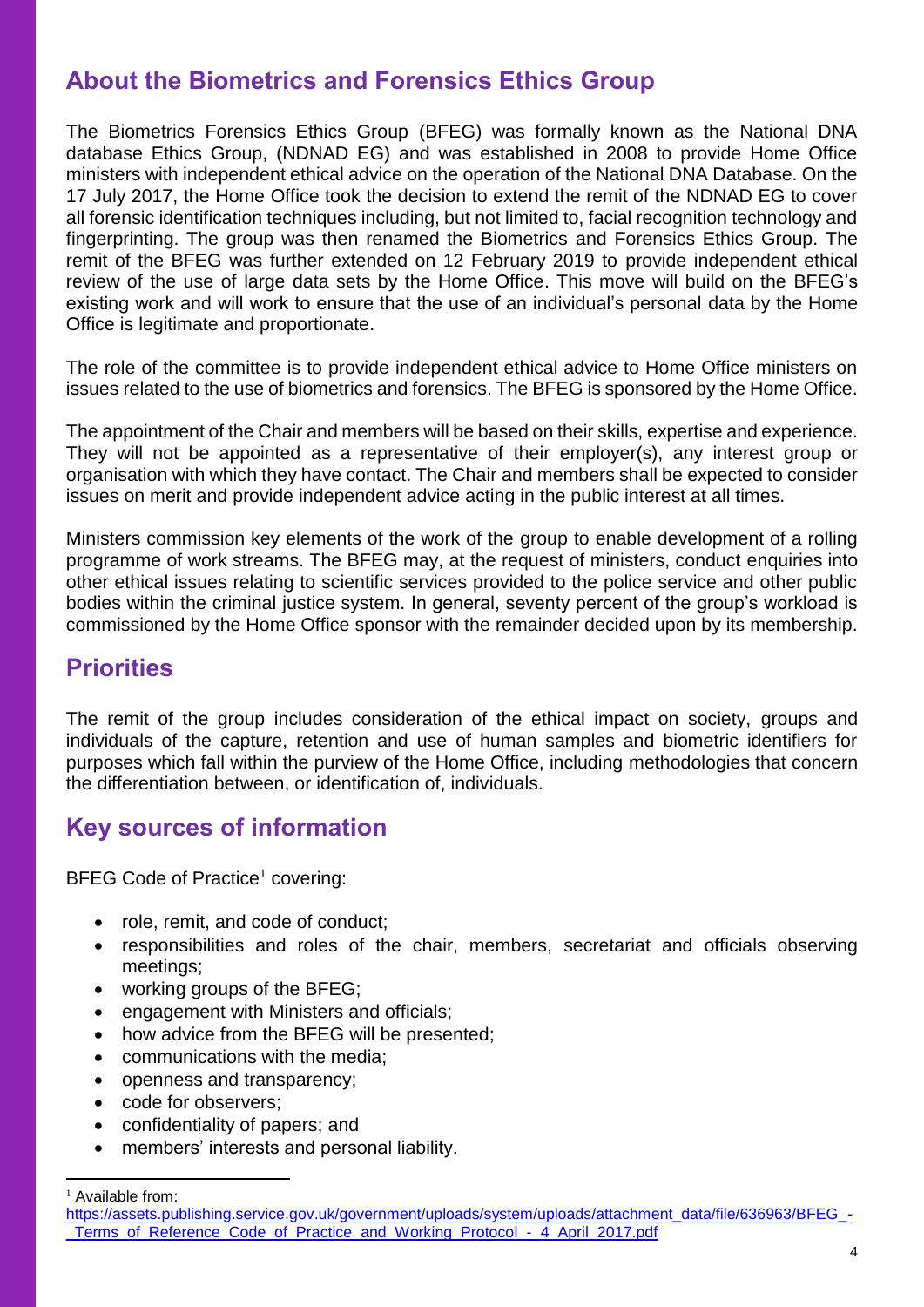## About the Biometrics and Forensics Ethics Group

The Biometrics Forensics Ethics Group (BFEG) was formally known as the National DNA database Ethics Group, (NDNAD EG) and was established in 2008 to provide Home Office ministers with independent ethical advice on the operation of the National DNA Database. On the 17 July 2017, the Home Office took the decision to extend the remit of the NDNAD EG to cover all forensic identification techniques including, but not limited to, facial recognition technology and fingerprinting. The group was then renamed the Biometrics and Forensics Ethics Group. The remit of the BFEG was further extended on 12 February 2019 to provide independent ethical review of the use of large data sets by the Home Office. This move will build on the BFEG's existing work and will work to ensure that the use of an individual's personal data by the Home Office is legitimate and proportionate.

The role of the committee is to provide independent ethical advice to Home Office ministers on issues related to the use of biometrics and forensics. The BFEG is sponsored by the Home Office.

The appointment of the Chair and members will be based on their skills, expertise and experience. They will not be appointed as a representative of their employer(s), any interest group or organisation with which they have contact. The Chair and members shall be expected to consider issues on merit and provide independent advice acting in the public interest at all times.

Ministers commission key elements of the work of the group to enable development of a rolling programme of work streams. The BFEG may, at the request of ministers, conduct enquiries into other ethical issues relating to scientific services provided to the police service and other public bodies within the criminal justice system. In general, seventy percent of the group's workload is commissioned by the Home Office sponsor with the remainder decided upon by its membership.

## Priorities

The remit of the group includes consideration of the ethical impact on society, groups and individuals of the capture, retention and use of human samples and biometric identifiers for purposes which fall within the purview of the Home Office, including methodologies that concern the differentiation between, or identification of, individuals.

## Key sources of information

BFEG Code of Practice[1] covering:

- role, remit, and code of conduct;
- responsibilities and roles of the chair, members, secretariat and officials observing meetings;
- working groups of the BFEG;
- engagement with Ministers and officials;
- how advice from the BFEG will be presented;
- communications with the media;
- openness and transparency;
- code for observers;
- confidentiality of papers; and
- members' interests and personal liability.

---

[1] Available from: https://assets.publishing.service.gov.uk/government/uploads/system/uploads/attachment_data/file/636963/BFEG_-_Terms_of_Reference_Code_of_Practice_and_Working_Protocol_-_4_April_2017.pdf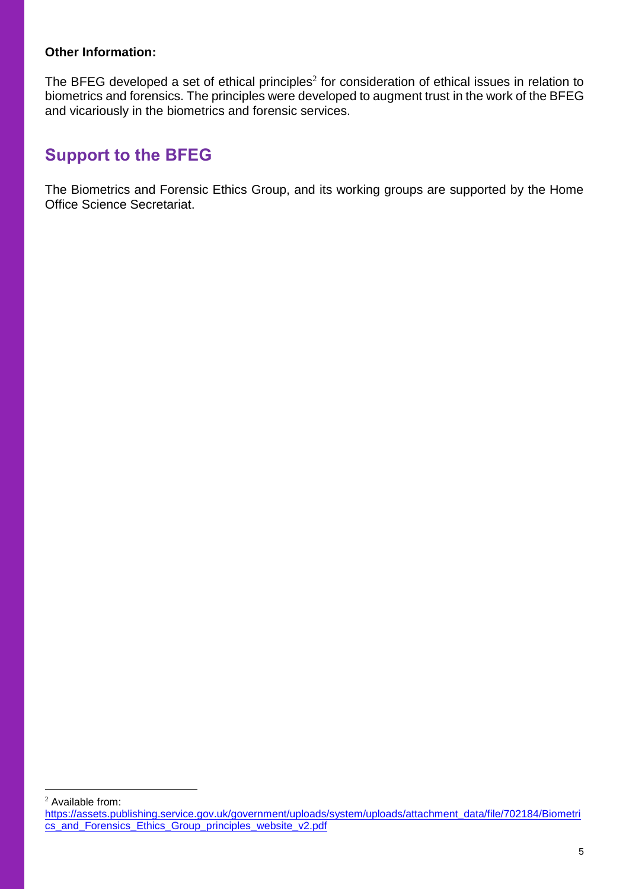**Other Information:**

The BFEG developed a set of ethical principles[2] for consideration of ethical issues in relation to biometrics and forensics. The principles were developed to augment trust in the work of the BFEG and vicariously in the biometrics and forensic services.

## Support to the BFEG

The Biometrics and Forensic Ethics Group, and its working groups are supported by the Home Office Science Secretariat.

---

[2] Available from: https://assets.publishing.service.gov.uk/government/uploads/system/uploads/attachment_data/file/702184/Biometrics_and_Forensics_Ethics_Group_principles_website_v2.pdf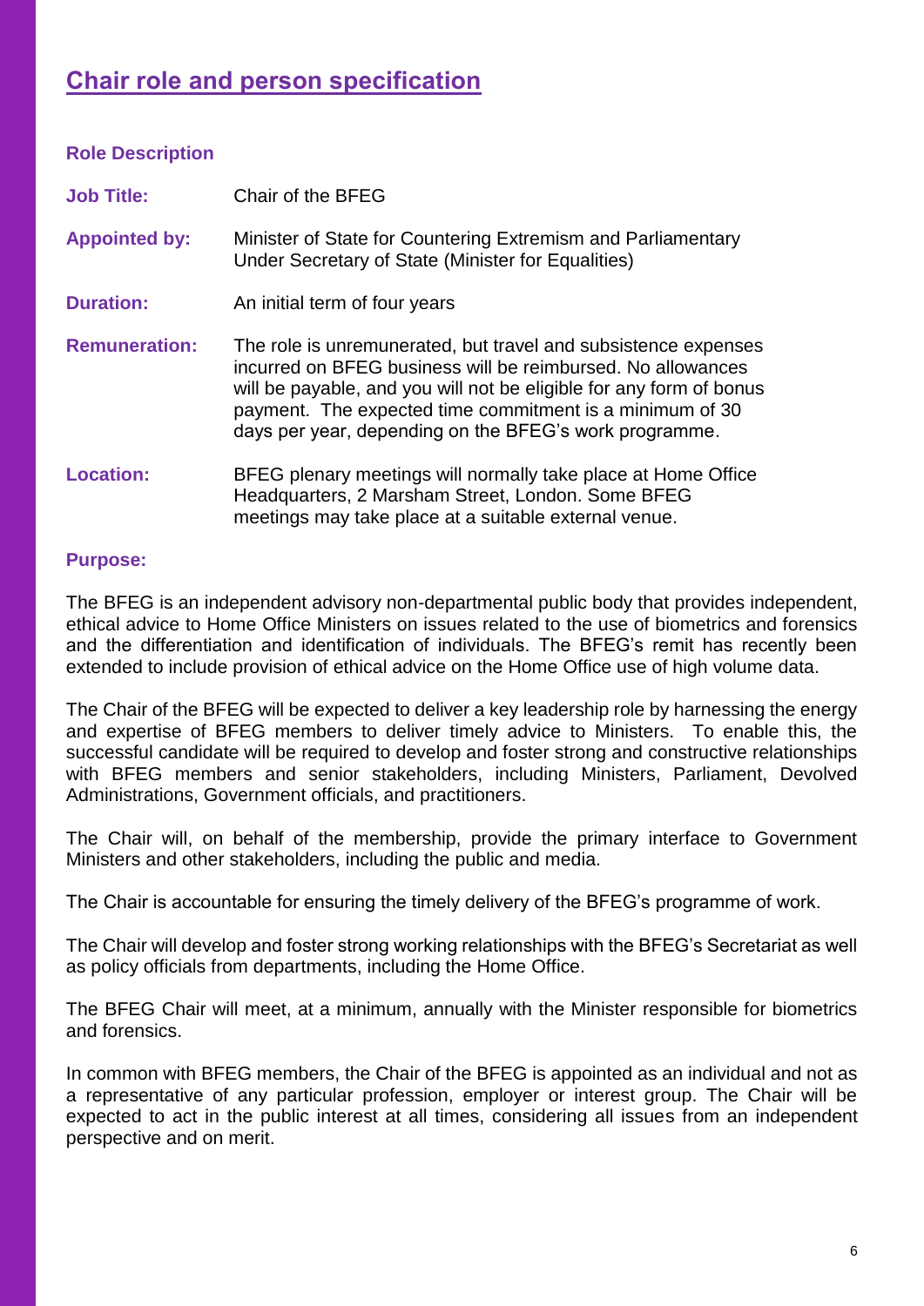## Chair role and person specification

### Role Description

**Job Title:** Chair of the BFEG

**Appointed by:** Minister of State for Countering Extremism and Parliamentary Under Secretary of State (Minister for Equalities)

**Duration:** An initial term of four years

**Remuneration:** The role is unremunerated, but travel and subsistence expenses incurred on BFEG business will be reimbursed. No allowances will be payable, and you will not be eligible for any form of bonus payment. The expected time commitment is a minimum of 30 days per year, depending on the BFEG's work programme.

**Location:** BFEG plenary meetings will normally take place at Home Office Headquarters, 2 Marsham Street, London. Some BFEG meetings may take place at a suitable external venue.

### Purpose:

The BFEG is an independent advisory non-departmental public body that provides independent, ethical advice to Home Office Ministers on issues related to the use of biometrics and forensics and the differentiation and identification of individuals. The BFEG's remit has recently been extended to include provision of ethical advice on the Home Office use of high volume data.

The Chair of the BFEG will be expected to deliver a key leadership role by harnessing the energy and expertise of BFEG members to deliver timely advice to Ministers. To enable this, the successful candidate will be required to develop and foster strong and constructive relationships with BFEG members and senior stakeholders, including Ministers, Parliament, Devolved Administrations, Government officials, and practitioners.

The Chair will, on behalf of the membership, provide the primary interface to Government Ministers and other stakeholders, including the public and media.

The Chair is accountable for ensuring the timely delivery of the BFEG's programme of work.

The Chair will develop and foster strong working relationships with the BFEG's Secretariat as well as policy officials from departments, including the Home Office.

The BFEG Chair will meet, at a minimum, annually with the Minister responsible for biometrics and forensics.

In common with BFEG members, the Chair of the BFEG is appointed as an individual and not as a representative of any particular profession, employer or interest group. The Chair will be expected to act in the public interest at all times, considering all issues from an independent perspective and on merit.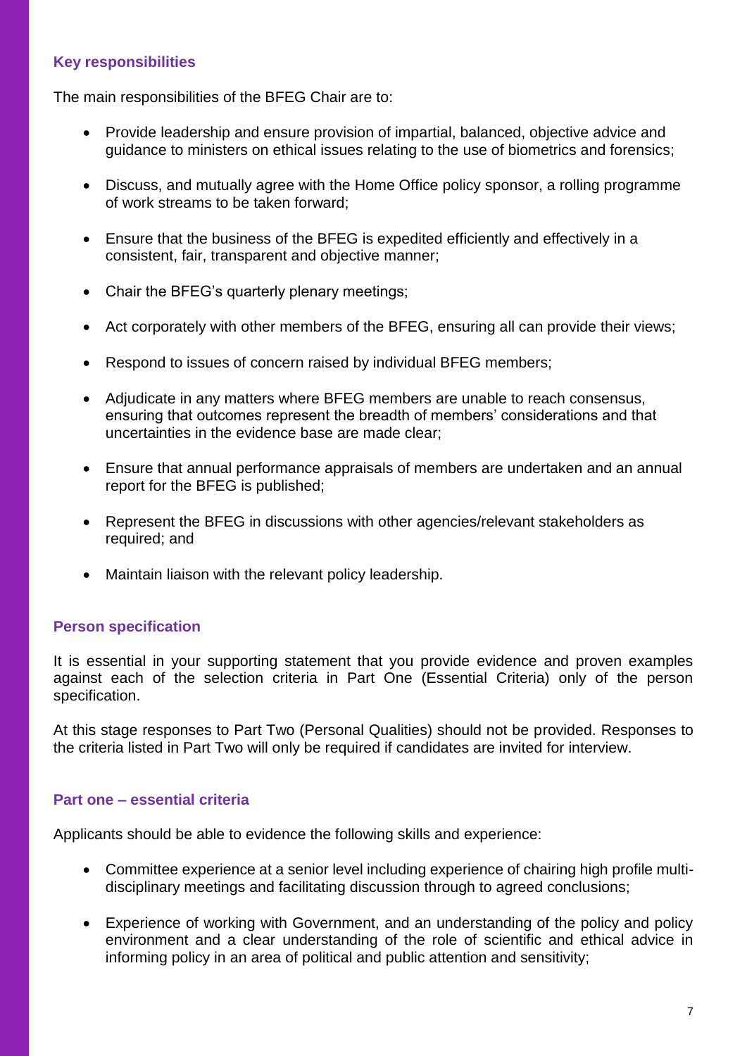### Key responsibilities

The main responsibilities of the BFEG Chair are to:

- Provide leadership and ensure provision of impartial, balanced, objective advice and guidance to ministers on ethical issues relating to the use of biometrics and forensics;
- Discuss, and mutually agree with the Home Office policy sponsor, a rolling programme of work streams to be taken forward;
- Ensure that the business of the BFEG is expedited efficiently and effectively in a consistent, fair, transparent and objective manner;
- Chair the BFEG's quarterly plenary meetings;
- Act corporately with other members of the BFEG, ensuring all can provide their views;
- Respond to issues of concern raised by individual BFEG members;
- Adjudicate in any matters where BFEG members are unable to reach consensus, ensuring that outcomes represent the breadth of members' considerations and that uncertainties in the evidence base are made clear;
- Ensure that annual performance appraisals of members are undertaken and an annual report for the BFEG is published;
- Represent the BFEG in discussions with other agencies/relevant stakeholders as required; and
- Maintain liaison with the relevant policy leadership.

### Person specification

It is essential in your supporting statement that you provide evidence and proven examples against each of the selection criteria in Part One (Essential Criteria) only of the person specification.

At this stage responses to Part Two (Personal Qualities) should not be provided. Responses to the criteria listed in Part Two will only be required if candidates are invited for interview.

### Part one – essential criteria

Applicants should be able to evidence the following skills and experience:

- Committee experience at a senior level including experience of chairing high profile multi-disciplinary meetings and facilitating discussion through to agreed conclusions;
- Experience of working with Government, and an understanding of the policy and policy environment and a clear understanding of the role of scientific and ethical advice in informing policy in an area of political and public attention and sensitivity;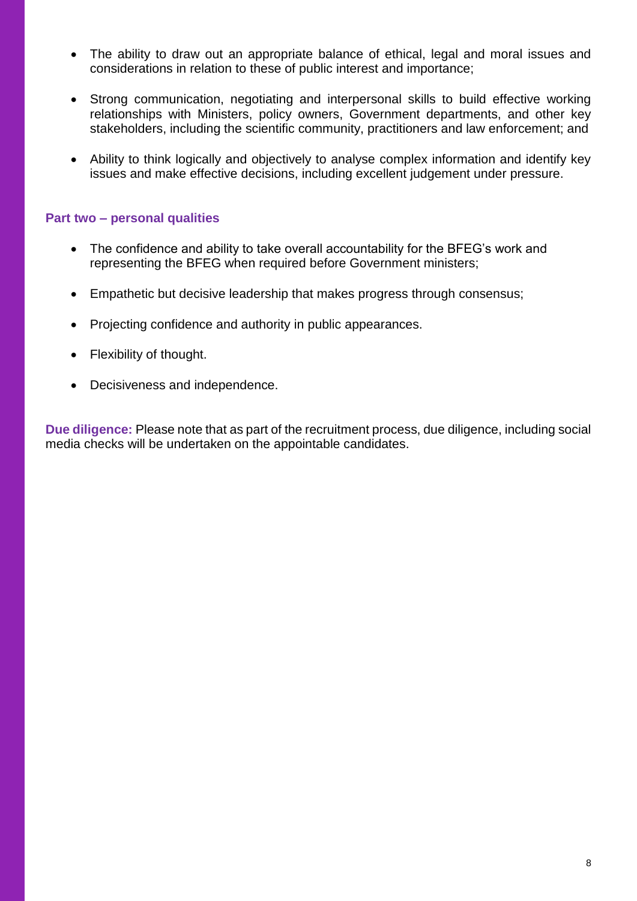- The ability to draw out an appropriate balance of ethical, legal and moral issues and considerations in relation to these of public interest and importance;

- Strong communication, negotiating and interpersonal skills to build effective working relationships with Ministers, policy owners, Government departments, and other key stakeholders, including the scientific community, practitioners and law enforcement; and

- Ability to think logically and objectively to analyse complex information and identify key issues and make effective decisions, including excellent judgement under pressure.

### Part two – personal qualities

- The confidence and ability to take overall accountability for the BFEG's work and representing the BFEG when required before Government ministers;

- Empathetic but decisive leadership that makes progress through consensus;

- Projecting confidence and authority in public appearances.

- Flexibility of thought.

- Decisiveness and independence.

**Due diligence:** Please note that as part of the recruitment process, due diligence, including social media checks will be undertaken on the appointable candidates.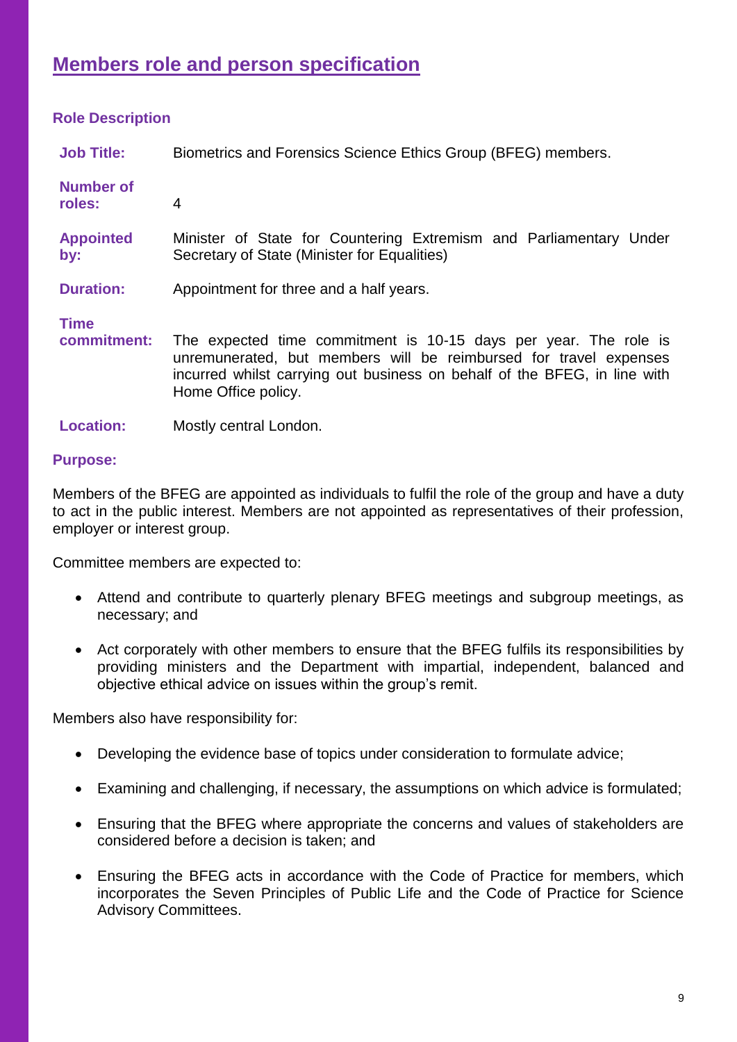## Members role and person specification

### Role Description

| | |
|---|---|
| **Job Title:** | Biometrics and Forensics Science Ethics Group (BFEG) members. |
| **Number of roles:** | 4 |
| **Appointed by:** | Minister of State for Countering Extremism and Parliamentary Under Secretary of State (Minister for Equalities) |
| **Duration:** | Appointment for three and a half years. |
| **Time commitment:** | The expected time commitment is 10-15 days per year. The role is unremunerated, but members will be reimbursed for travel expenses incurred whilst carrying out business on behalf of the BFEG, in line with Home Office policy. |
| **Location:** | Mostly central London. |

### Purpose:

Members of the BFEG are appointed as individuals to fulfil the role of the group and have a duty to act in the public interest. Members are not appointed as representatives of their profession, employer or interest group.

Committee members are expected to:

- Attend and contribute to quarterly plenary BFEG meetings and subgroup meetings, as necessary; and
- Act corporately with other members to ensure that the BFEG fulfils its responsibilities by providing ministers and the Department with impartial, independent, balanced and objective ethical advice on issues within the group's remit.

Members also have responsibility for:

- Developing the evidence base of topics under consideration to formulate advice;
- Examining and challenging, if necessary, the assumptions on which advice is formulated;
- Ensuring that the BFEG where appropriate the concerns and values of stakeholders are considered before a decision is taken; and
- Ensuring the BFEG acts in accordance with the Code of Practice for members, which incorporates the Seven Principles of Public Life and the Code of Practice for Science Advisory Committees.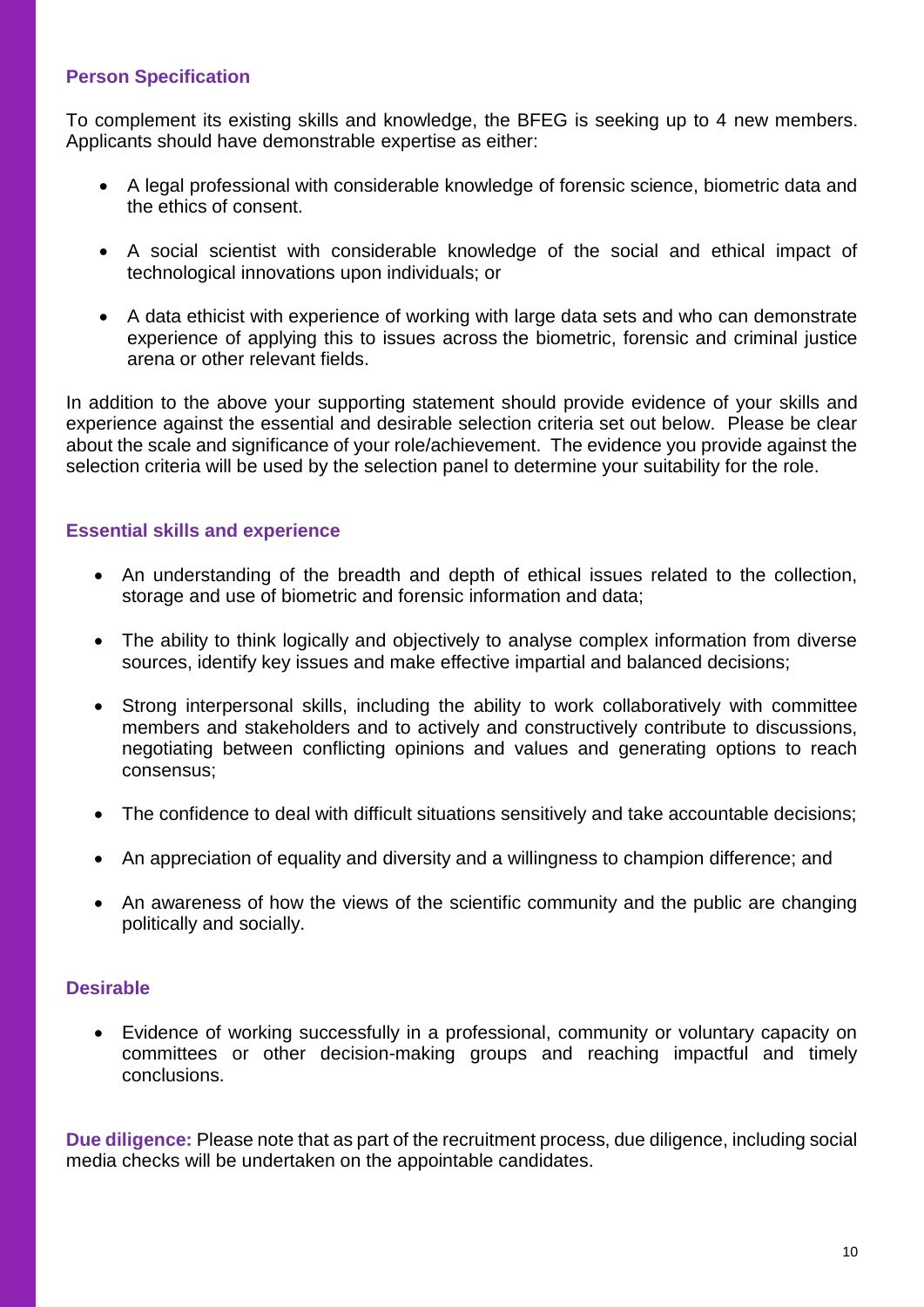## Person Specification

To complement its existing skills and knowledge, the BFEG is seeking up to 4 new members. Applicants should have demonstrable expertise as either:

- A legal professional with considerable knowledge of forensic science, biometric data and the ethics of consent.
- A social scientist with considerable knowledge of the social and ethical impact of technological innovations upon individuals; or
- A data ethicist with experience of working with large data sets and who can demonstrate experience of applying this to issues across the biometric, forensic and criminal justice arena or other relevant fields.

In addition to the above your supporting statement should provide evidence of your skills and experience against the essential and desirable selection criteria set out below. Please be clear about the scale and significance of your role/achievement. The evidence you provide against the selection criteria will be used by the selection panel to determine your suitability for the role.

## Essential skills and experience

- An understanding of the breadth and depth of ethical issues related to the collection, storage and use of biometric and forensic information and data;
- The ability to think logically and objectively to analyse complex information from diverse sources, identify key issues and make effective impartial and balanced decisions;
- Strong interpersonal skills, including the ability to work collaboratively with committee members and stakeholders and to actively and constructively contribute to discussions, negotiating between conflicting opinions and values and generating options to reach consensus;
- The confidence to deal with difficult situations sensitively and take accountable decisions;
- An appreciation of equality and diversity and a willingness to champion difference; and
- An awareness of how the views of the scientific community and the public are changing politically and socially.

## Desirable

- Evidence of working successfully in a professional, community or voluntary capacity on committees or other decision-making groups and reaching impactful and timely conclusions.

**Due diligence:** Please note that as part of the recruitment process, due diligence, including social media checks will be undertaken on the appointable candidates.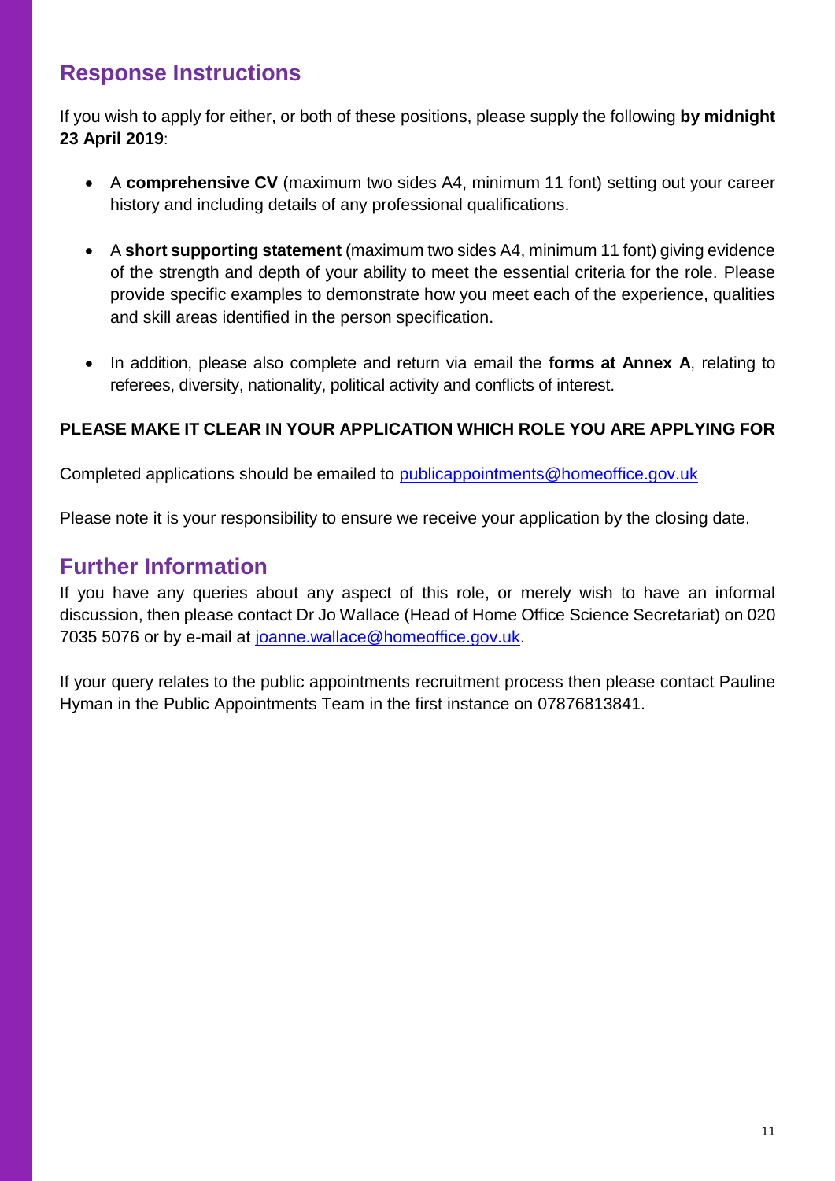## Response Instructions

If you wish to apply for either, or both of these positions, please supply the following **by midnight 23 April 2019**:

- A **comprehensive CV** (maximum two sides A4, minimum 11 font) setting out your career history and including details of any professional qualifications.
- A **short supporting statement** (maximum two sides A4, minimum 11 font) giving evidence of the strength and depth of your ability to meet the essential criteria for the role. Please provide specific examples to demonstrate how you meet each of the experience, qualities and skill areas identified in the person specification.
- In addition, please also complete and return via email the **forms at Annex A**, relating to referees, diversity, nationality, political activity and conflicts of interest.

**PLEASE MAKE IT CLEAR IN YOUR APPLICATION WHICH ROLE YOU ARE APPLYING FOR**

Completed applications should be emailed to publicappointments@homeoffice.gov.uk

Please note it is your responsibility to ensure we receive your application by the closing date.

## Further Information

If you have any queries about any aspect of this role, or merely wish to have an informal discussion, then please contact Dr Jo Wallace (Head of Home Office Science Secretariat) on 020 7035 5076 or by e-mail at joanne.wallace@homeoffice.gov.uk.

If your query relates to the public appointments recruitment process then please contact Pauline Hyman in the Public Appointments Team in the first instance on 07876813841.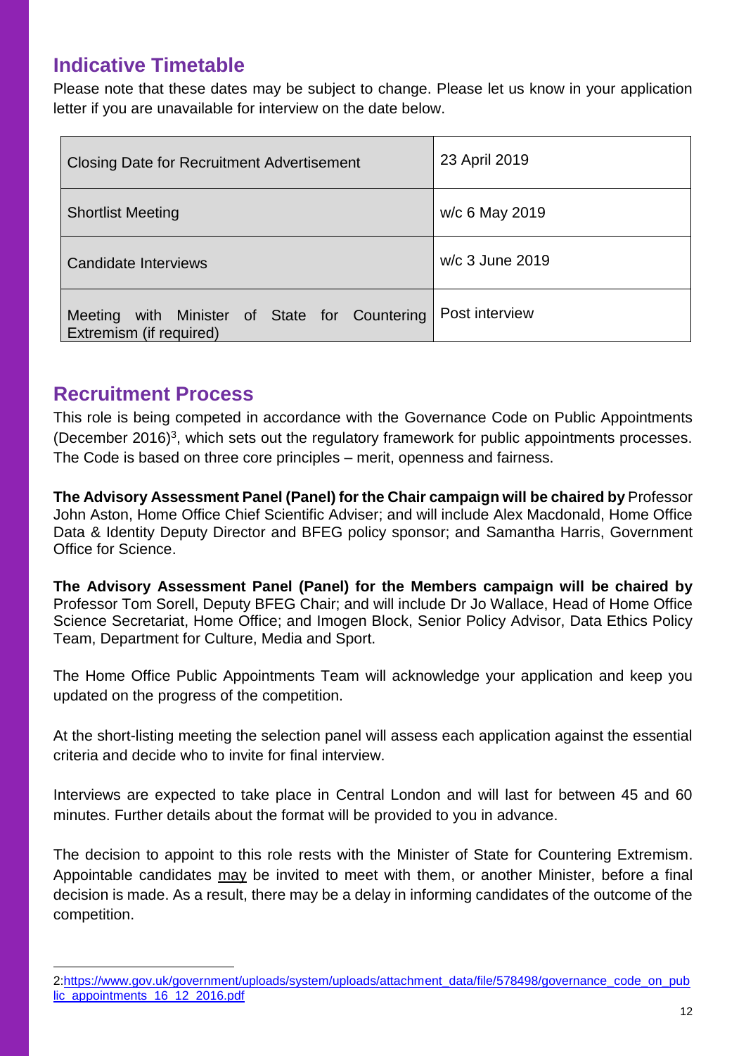## Indicative Timetable

Please note that these dates may be subject to change. Please let us know in your application letter if you are unavailable for interview on the date below.

| | |
|---|---|
| Closing Date for Recruitment Advertisement | 23 April 2019 |
| Shortlist Meeting | w/c 6 May 2019 |
| Candidate Interviews | w/c 3 June 2019 |
| Meeting with Minister of State for Countering Extremism (if required) | Post interview |

## Recruitment Process

This role is being competed in accordance with the Governance Code on Public Appointments (December 2016)[3], which sets out the regulatory framework for public appointments processes. The Code is based on three core principles – merit, openness and fairness.

**The Advisory Assessment Panel (Panel) for the Chair campaign will be chaired by** Professor John Aston, Home Office Chief Scientific Adviser; and will include Alex Macdonald, Home Office Data & Identity Deputy Director and BFEG policy sponsor; and Samantha Harris, Government Office for Science.

**The Advisory Assessment Panel (Panel) for the Members campaign will be chaired by** Professor Tom Sorell, Deputy BFEG Chair; and will include Dr Jo Wallace, Head of Home Office Science Secretariat, Home Office; and Imogen Block, Senior Policy Advisor, Data Ethics Policy Team, Department for Culture, Media and Sport.

The Home Office Public Appointments Team will acknowledge your application and keep you updated on the progress of the competition.

At the short-listing meeting the selection panel will assess each application against the essential criteria and decide who to invite for final interview.

Interviews are expected to take place in Central London and will last for between 45 and 60 minutes. Further details about the format will be provided to you in advance.

The decision to appoint to this role rests with the Minister of State for Countering Extremism. Appointable candidates may be invited to meet with them, or another Minister, before a final decision is made. As a result, there may be a delay in informing candidates of the outcome of the competition.

---

2:https://www.gov.uk/government/uploads/system/uploads/attachment_data/file/578498/governance_code_on_public_appointments_16_12_2016.pdf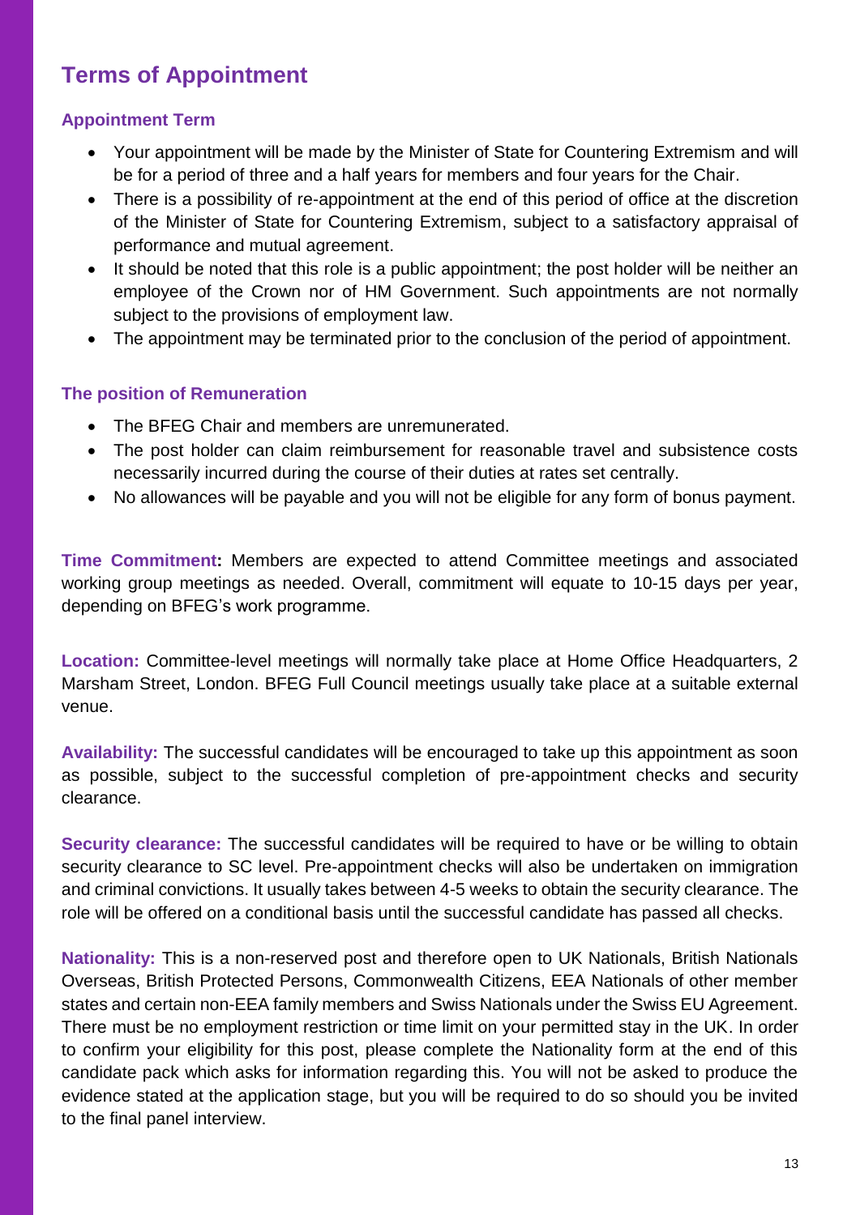## Terms of Appointment

### Appointment Term

- Your appointment will be made by the Minister of State for Countering Extremism and will be for a period of three and a half years for members and four years for the Chair.
- There is a possibility of re-appointment at the end of this period of office at the discretion of the Minister of State for Countering Extremism, subject to a satisfactory appraisal of performance and mutual agreement.
- It should be noted that this role is a public appointment; the post holder will be neither an employee of the Crown nor of HM Government. Such appointments are not normally subject to the provisions of employment law.
- The appointment may be terminated prior to the conclusion of the period of appointment.

### The position of Remuneration

- The BFEG Chair and members are unremunerated.
- The post holder can claim reimbursement for reasonable travel and subsistence costs necessarily incurred during the course of their duties at rates set centrally.
- No allowances will be payable and you will not be eligible for any form of bonus payment.

**Time Commitment:** Members are expected to attend Committee meetings and associated working group meetings as needed. Overall, commitment will equate to 10-15 days per year, depending on BFEG's work programme.

**Location:** Committee-level meetings will normally take place at Home Office Headquarters, 2 Marsham Street, London. BFEG Full Council meetings usually take place at a suitable external venue.

**Availability:** The successful candidates will be encouraged to take up this appointment as soon as possible, subject to the successful completion of pre-appointment checks and security clearance.

**Security clearance:** The successful candidates will be required to have or be willing to obtain security clearance to SC level. Pre-appointment checks will also be undertaken on immigration and criminal convictions. It usually takes between 4-5 weeks to obtain the security clearance. The role will be offered on a conditional basis until the successful candidate has passed all checks.

**Nationality:** This is a non-reserved post and therefore open to UK Nationals, British Nationals Overseas, British Protected Persons, Commonwealth Citizens, EEA Nationals of other member states and certain non-EEA family members and Swiss Nationals under the Swiss EU Agreement. There must be no employment restriction or time limit on your permitted stay in the UK. In order to confirm your eligibility for this post, please complete the Nationality form at the end of this candidate pack which asks for information regarding this. You will not be asked to produce the evidence stated at the application stage, but you will be required to do so should you be invited to the final panel interview.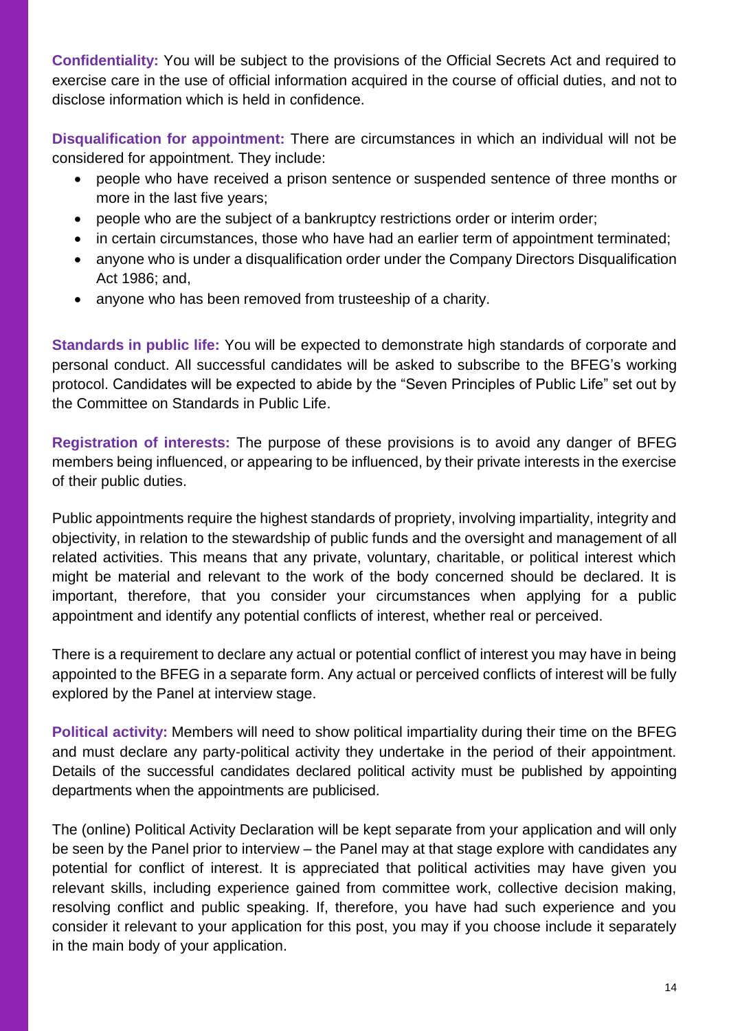**Confidentiality:** You will be subject to the provisions of the Official Secrets Act and required to exercise care in the use of official information acquired in the course of official duties, and not to disclose information which is held in confidence.

**Disqualification for appointment:** There are circumstances in which an individual will not be considered for appointment. They include:

- people who have received a prison sentence or suspended sentence of three months or more in the last five years;
- people who are the subject of a bankruptcy restrictions order or interim order;
- in certain circumstances, those who have had an earlier term of appointment terminated;
- anyone who is under a disqualification order under the Company Directors Disqualification Act 1986; and,
- anyone who has been removed from trusteeship of a charity.

**Standards in public life:** You will be expected to demonstrate high standards of corporate and personal conduct. All successful candidates will be asked to subscribe to the BFEG's working protocol. Candidates will be expected to abide by the "Seven Principles of Public Life" set out by the Committee on Standards in Public Life.

**Registration of interests:** The purpose of these provisions is to avoid any danger of BFEG members being influenced, or appearing to be influenced, by their private interests in the exercise of their public duties.

Public appointments require the highest standards of propriety, involving impartiality, integrity and objectivity, in relation to the stewardship of public funds and the oversight and management of all related activities. This means that any private, voluntary, charitable, or political interest which might be material and relevant to the work of the body concerned should be declared. It is important, therefore, that you consider your circumstances when applying for a public appointment and identify any potential conflicts of interest, whether real or perceived.

There is a requirement to declare any actual or potential conflict of interest you may have in being appointed to the BFEG in a separate form. Any actual or perceived conflicts of interest will be fully explored by the Panel at interview stage.

**Political activity:** Members will need to show political impartiality during their time on the BFEG and must declare any party-political activity they undertake in the period of their appointment. Details of the successful candidates declared political activity must be published by appointing departments when the appointments are publicised.

The (online) Political Activity Declaration will be kept separate from your application and will only be seen by the Panel prior to interview – the Panel may at that stage explore with candidates any potential for conflict of interest. It is appreciated that political activities may have given you relevant skills, including experience gained from committee work, collective decision making, resolving conflict and public speaking. If, therefore, you have had such experience and you consider it relevant to your application for this post, you may if you choose include it separately in the main body of your application.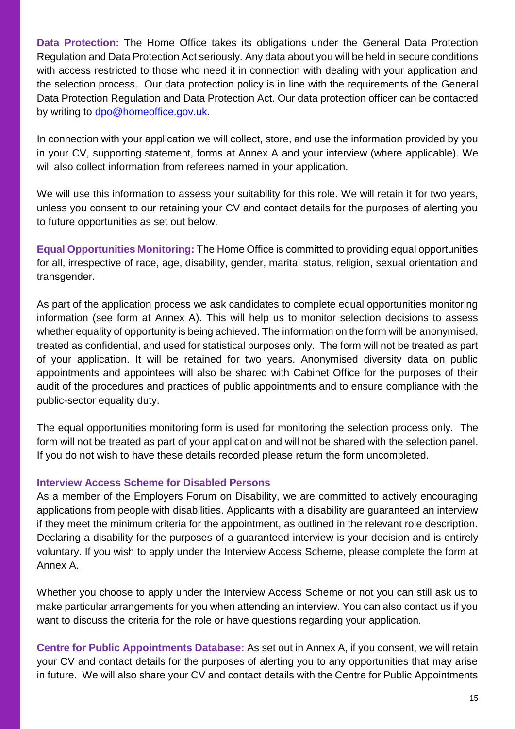**Data Protection:** The Home Office takes its obligations under the General Data Protection Regulation and Data Protection Act seriously. Any data about you will be held in secure conditions with access restricted to those who need it in connection with dealing with your application and the selection process. Our data protection policy is in line with the requirements of the General Data Protection Regulation and Data Protection Act. Our data protection officer can be contacted by writing to dpo@homeoffice.gov.uk.

In connection with your application we will collect, store, and use the information provided by you in your CV, supporting statement, forms at Annex A and your interview (where applicable). We will also collect information from referees named in your application.

We will use this information to assess your suitability for this role. We will retain it for two years, unless you consent to our retaining your CV and contact details for the purposes of alerting you to future opportunities as set out below.

**Equal Opportunities Monitoring:** The Home Office is committed to providing equal opportunities for all, irrespective of race, age, disability, gender, marital status, religion, sexual orientation and transgender.

As part of the application process we ask candidates to complete equal opportunities monitoring information (see form at Annex A). This will help us to monitor selection decisions to assess whether equality of opportunity is being achieved. The information on the form will be anonymised, treated as confidential, and used for statistical purposes only. The form will not be treated as part of your application. It will be retained for two years. Anonymised diversity data on public appointments and appointees will also be shared with Cabinet Office for the purposes of their audit of the procedures and practices of public appointments and to ensure compliance with the public-sector equality duty.

The equal opportunities monitoring form is used for monitoring the selection process only. The form will not be treated as part of your application and will not be shared with the selection panel. If you do not wish to have these details recorded please return the form uncompleted.

**Interview Access Scheme for Disabled Persons**

As a member of the Employers Forum on Disability, we are committed to actively encouraging applications from people with disabilities. Applicants with a disability are guaranteed an interview if they meet the minimum criteria for the appointment, as outlined in the relevant role description. Declaring a disability for the purposes of a guaranteed interview is your decision and is entirely voluntary. If you wish to apply under the Interview Access Scheme, please complete the form at Annex A.

Whether you choose to apply under the Interview Access Scheme or not you can still ask us to make particular arrangements for you when attending an interview. You can also contact us if you want to discuss the criteria for the role or have questions regarding your application.

**Centre for Public Appointments Database:** As set out in Annex A, if you consent, we will retain your CV and contact details for the purposes of alerting you to any opportunities that may arise in future. We will also share your CV and contact details with the Centre for Public Appointments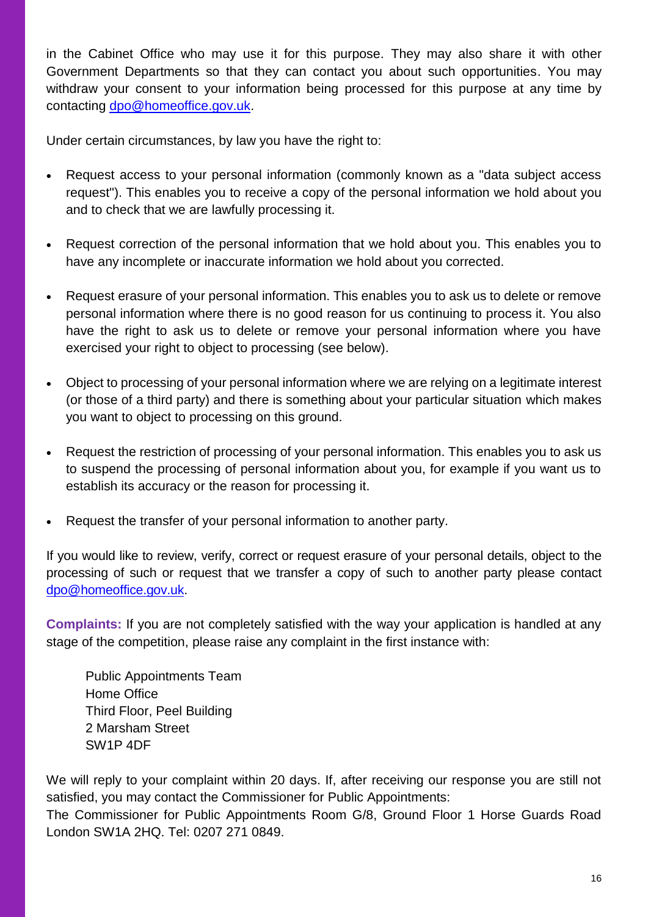in the Cabinet Office who may use it for this purpose. They may also share it with other Government Departments so that they can contact you about such opportunities. You may withdraw your consent to your information being processed for this purpose at any time by contacting dpo@homeoffice.gov.uk.

Under certain circumstances, by law you have the right to:

- Request access to your personal information (commonly known as a "data subject access request"). This enables you to receive a copy of the personal information we hold about you and to check that we are lawfully processing it.
- Request correction of the personal information that we hold about you. This enables you to have any incomplete or inaccurate information we hold about you corrected.
- Request erasure of your personal information. This enables you to ask us to delete or remove personal information where there is no good reason for us continuing to process it. You also have the right to ask us to delete or remove your personal information where you have exercised your right to object to processing (see below).
- Object to processing of your personal information where we are relying on a legitimate interest (or those of a third party) and there is something about your particular situation which makes you want to object to processing on this ground.
- Request the restriction of processing of your personal information. This enables you to ask us to suspend the processing of personal information about you, for example if you want us to establish its accuracy or the reason for processing it.
- Request the transfer of your personal information to another party.

If you would like to review, verify, correct or request erasure of your personal details, object to the processing of such or request that we transfer a copy of such to another party please contact dpo@homeoffice.gov.uk.

**Complaints:** If you are not completely satisfied with the way your application is handled at any stage of the competition, please raise any complaint in the first instance with:

Public Appointments Team
Home Office
Third Floor, Peel Building
2 Marsham Street
SW1P 4DF

We will reply to your complaint within 20 days. If, after receiving our response you are still not satisfied, you may contact the Commissioner for Public Appointments:
The Commissioner for Public Appointments Room G/8, Ground Floor 1 Horse Guards Road London SW1A 2HQ. Tel: 0207 271 0849.